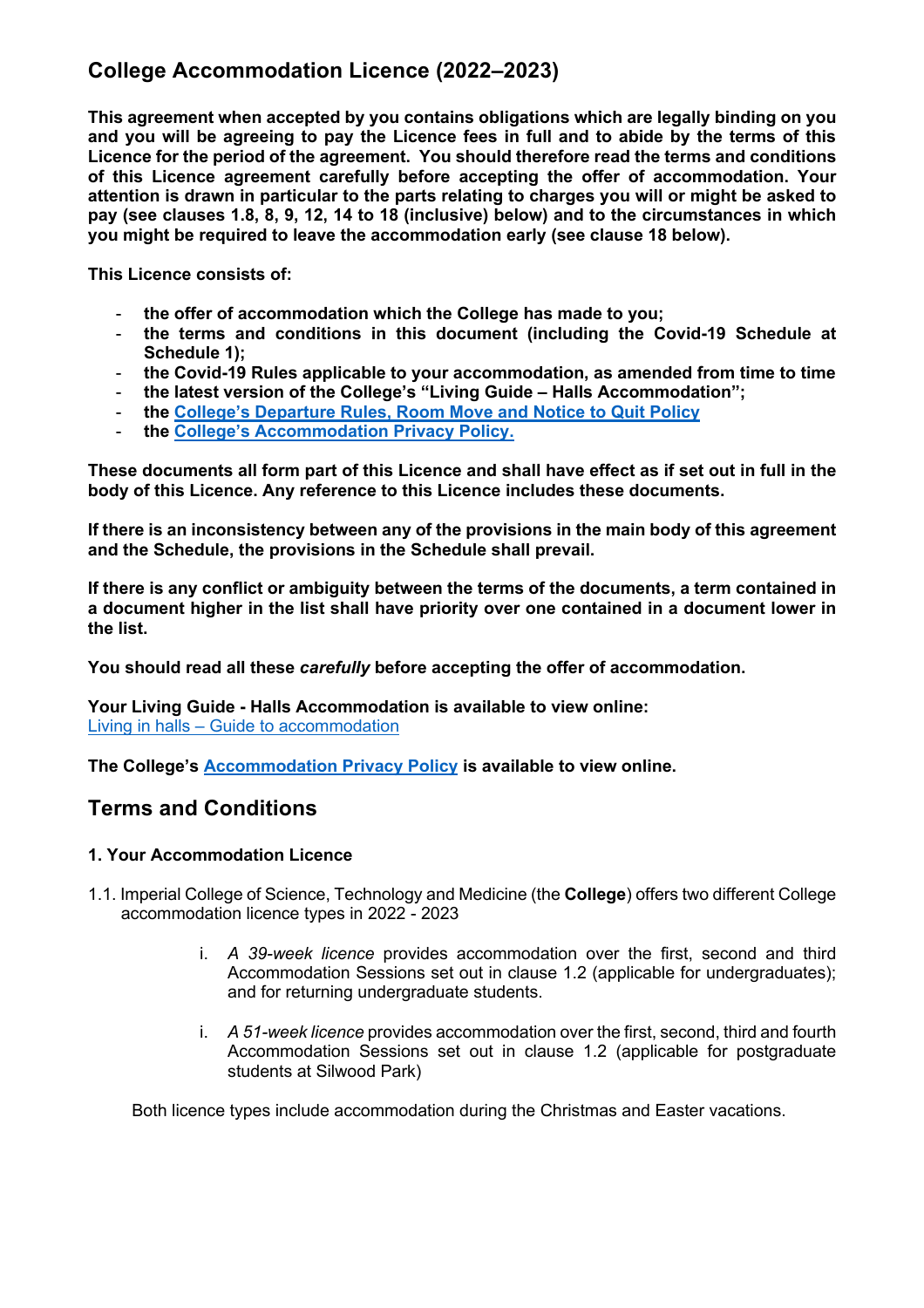# College Accommodation Licence (2022–2023)

**This agreement when accepted by you contains obligations which are legally binding on you and you will be agreeing to pay the Licence fees in full and to abide by the terms of this Licence for the period of the agreement. You should therefore read the terms and conditions of this Licence agreement carefully before accepting the offer of accommodation. Your attention is drawn in particular to the parts relating to charges you will or might be asked to pay (see clauses 1.8, 8, 9, 12, 14 to 18 (inclusive) below) and to the circumstances in which you might be required to leave the accommodation early (see clause 18 below).**

**This Licence consists of:**

- **the offer of accommodation which the College has made to you;**
- **the terms and conditions in this document (including the Covid-19 Schedule at Schedule 1);**
- **the Covid-19 Rules applicable to your accommodation, as amended from time to time**
- **the latest version of the College's "Living Guide – Halls Accommodation";**
- **the College's Departure Rules, Room Move and Notice to Quit Policy**
- **the College's Accommodation Privacy Policy.**

**These documents all form part of this Licence and shall have effect as if set out in full in the body of this Licence. Any reference to this Licence includes these documents.**

**If there is an inconsistency between any of the provisions in the main body of this agreement and the Schedule, the provisions in the Schedule shall prevail.**

**If there is any conflict or ambiguity between the terms of the documents, a term contained in a document higher in the list shall have priority over one contained in a document lower in the list.**

**You should read all these *carefully* before accepting the offer of accommodation.**

**Your Living Guide - Halls Accommodation is available to view online:**
Living in halls – Guide to accommodation

**The College's Accommodation Privacy Policy is available to view online.**

## Terms and Conditions

### 1. Your Accommodation Licence

1.1. Imperial College of Science, Technology and Medicine (the **College**) offers two different College accommodation licence types in 2022 - 2023

i. *A 39-week licence* provides accommodation over the first, second and third Accommodation Sessions set out in clause 1.2 (applicable for undergraduates); and for returning undergraduate students.

i. *A 51-week licence* provides accommodation over the first, second, third and fourth Accommodation Sessions set out in clause 1.2 (applicable for postgraduate students at Silwood Park)

Both licence types include accommodation during the Christmas and Easter vacations.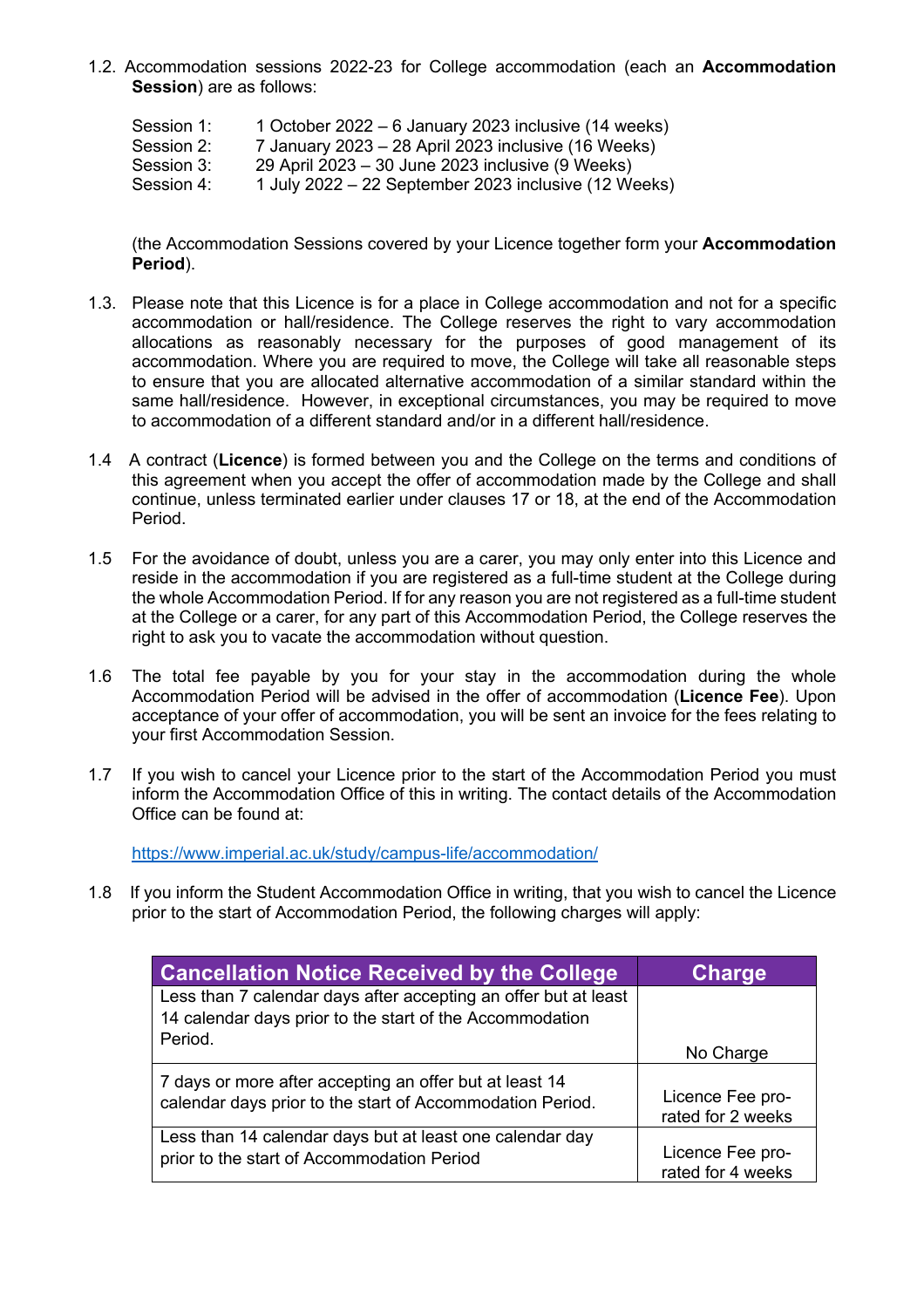1.2. Accommodation sessions 2022-23 for College accommodation (each an **Accommodation Session**) are as follows:

Session 1: 1 October 2022 – 6 January 2023 inclusive (14 weeks)
Session 2: 7 January 2023 – 28 April 2023 inclusive (16 Weeks)
Session 3: 29 April 2023 – 30 June 2023 inclusive (9 Weeks)
Session 4: 1 July 2022 – 22 September 2023 inclusive (12 Weeks)

(the Accommodation Sessions covered by your Licence together form your **Accommodation Period**).

1.3. Please note that this Licence is for a place in College accommodation and not for a specific accommodation or hall/residence. The College reserves the right to vary accommodation allocations as reasonably necessary for the purposes of good management of its accommodation. Where you are required to move, the College will take all reasonable steps to ensure that you are allocated alternative accommodation of a similar standard within the same hall/residence. However, in exceptional circumstances, you may be required to move to accommodation of a different standard and/or in a different hall/residence.

1.4 A contract (**Licence**) is formed between you and the College on the terms and conditions of this agreement when you accept the offer of accommodation made by the College and shall continue, unless terminated earlier under clauses 17 or 18, at the end of the Accommodation Period.

1.5 For the avoidance of doubt, unless you are a carer, you may only enter into this Licence and reside in the accommodation if you are registered as a full-time student at the College during the whole Accommodation Period. If for any reason you are not registered as a full-time student at the College or a carer, for any part of this Accommodation Period, the College reserves the right to ask you to vacate the accommodation without question.

1.6 The total fee payable by you for your stay in the accommodation during the whole Accommodation Period will be advised in the offer of accommodation (**Licence Fee**). Upon acceptance of your offer of accommodation, you will be sent an invoice for the fees relating to your first Accommodation Session.

1.7 If you wish to cancel your Licence prior to the start of the Accommodation Period you must inform the Accommodation Office of this in writing. The contact details of the Accommodation Office can be found at:

https://www.imperial.ac.uk/study/campus-life/accommodation/

1.8 If you inform the Student Accommodation Office in writing, that you wish to cancel the Licence prior to the start of Accommodation Period, the following charges will apply:

| Cancellation Notice Received by the College | Charge |
|---|---|
| Less than 7 calendar days after accepting an offer but at least 14 calendar days prior to the start of the Accommodation Period. | No Charge |
| 7 days or more after accepting an offer but at least 14 calendar days prior to the start of Accommodation Period. | Licence Fee pro-rated for 2 weeks |
| Less than 14 calendar days but at least one calendar day prior to the start of Accommodation Period | Licence Fee pro-rated for 4 weeks |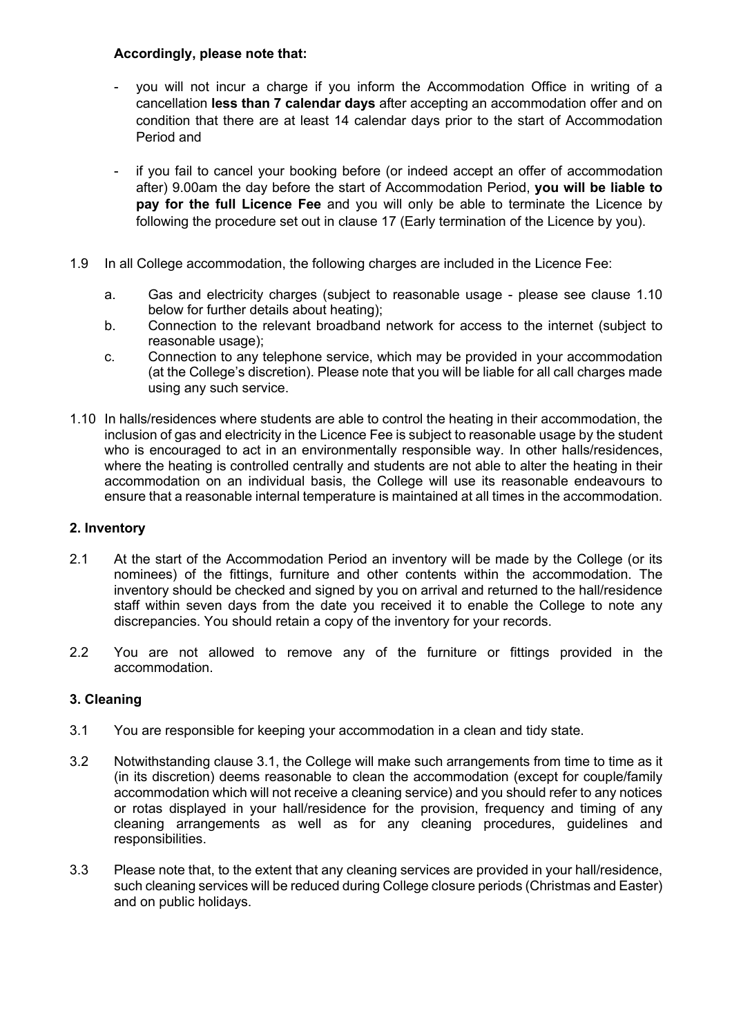**Accordingly, please note that:**

- you will not incur a charge if you inform the Accommodation Office in writing of a cancellation **less than 7 calendar days** after accepting an accommodation offer and on condition that there are at least 14 calendar days prior to the start of Accommodation Period and

- if you fail to cancel your booking before (or indeed accept an offer of accommodation after) 9.00am the day before the start of Accommodation Period, **you will be liable to pay for the full Licence Fee** and you will only be able to terminate the Licence by following the procedure set out in clause 17 (Early termination of the Licence by you).

1.9 In all College accommodation, the following charges are included in the Licence Fee:

   a. Gas and electricity charges (subject to reasonable usage - please see clause 1.10 below for further details about heating);
   b. Connection to the relevant broadband network for access to the internet (subject to reasonable usage);
   c. Connection to any telephone service, which may be provided in your accommodation (at the College's discretion). Please note that you will be liable for all call charges made using any such service.

1.10 In halls/residences where students are able to control the heating in their accommodation, the inclusion of gas and electricity in the Licence Fee is subject to reasonable usage by the student who is encouraged to act in an environmentally responsible way. In other halls/residences, where the heating is controlled centrally and students are not able to alter the heating in their accommodation on an individual basis, the College will use its reasonable endeavours to ensure that a reasonable internal temperature is maintained at all times in the accommodation.

## 2. Inventory

2.1 At the start of the Accommodation Period an inventory will be made by the College (or its nominees) of the fittings, furniture and other contents within the accommodation. The inventory should be checked and signed by you on arrival and returned to the hall/residence staff within seven days from the date you received it to enable the College to note any discrepancies. You should retain a copy of the inventory for your records.

2.2 You are not allowed to remove any of the furniture or fittings provided in the accommodation.

## 3. Cleaning

3.1 You are responsible for keeping your accommodation in a clean and tidy state.

3.2 Notwithstanding clause 3.1, the College will make such arrangements from time to time as it (in its discretion) deems reasonable to clean the accommodation (except for couple/family accommodation which will not receive a cleaning service) and you should refer to any notices or rotas displayed in your hall/residence for the provision, frequency and timing of any cleaning arrangements as well as for any cleaning procedures, guidelines and responsibilities.

3.3 Please note that, to the extent that any cleaning services are provided in your hall/residence, such cleaning services will be reduced during College closure periods (Christmas and Easter) and on public holidays.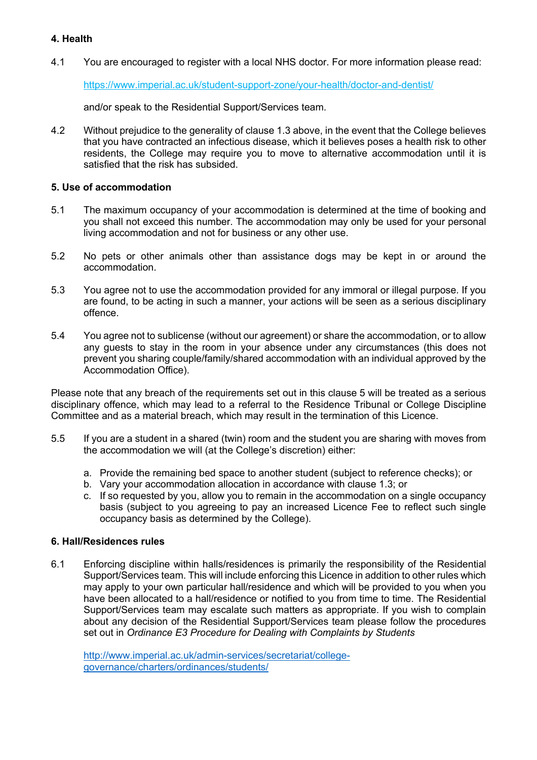## 4. Health

4.1 You are encouraged to register with a local NHS doctor. For more information please read:

https://www.imperial.ac.uk/student-support-zone/your-health/doctor-and-dentist/

and/or speak to the Residential Support/Services team.

4.2 Without prejudice to the generality of clause 1.3 above, in the event that the College believes that you have contracted an infectious disease, which it believes poses a health risk to other residents, the College may require you to move to alternative accommodation until it is satisfied that the risk has subsided.

## 5. Use of accommodation

5.1 The maximum occupancy of your accommodation is determined at the time of booking and you shall not exceed this number. The accommodation may only be used for your personal living accommodation and not for business or any other use.

5.2 No pets or other animals other than assistance dogs may be kept in or around the accommodation.

5.3 You agree not to use the accommodation provided for any immoral or illegal purpose. If you are found, to be acting in such a manner, your actions will be seen as a serious disciplinary offence.

5.4 You agree not to sublicense (without our agreement) or share the accommodation, or to allow any guests to stay in the room in your absence under any circumstances (this does not prevent you sharing couple/family/shared accommodation with an individual approved by the Accommodation Office).

Please note that any breach of the requirements set out in this clause 5 will be treated as a serious disciplinary offence, which may lead to a referral to the Residence Tribunal or College Discipline Committee and as a material breach, which may result in the termination of this Licence.

5.5 If you are a student in a shared (twin) room and the student you are sharing with moves from the accommodation we will (at the College's discretion) either:

a. Provide the remaining bed space to another student (subject to reference checks); or
b. Vary your accommodation allocation in accordance with clause 1.3; or
c. If so requested by you, allow you to remain in the accommodation on a single occupancy basis (subject to you agreeing to pay an increased Licence Fee to reflect such single occupancy basis as determined by the College).

## 6. Hall/Residences rules

6.1 Enforcing discipline within halls/residences is primarily the responsibility of the Residential Support/Services team. This will include enforcing this Licence in addition to other rules which may apply to your own particular hall/residence and which will be provided to you when you have been allocated to a hall/residence or notified to you from time to time. The Residential Support/Services team may escalate such matters as appropriate. If you wish to complain about any decision of the Residential Support/Services team please follow the procedures set out in *Ordinance E3 Procedure for Dealing with Complaints by Students*

http://www.imperial.ac.uk/admin-services/secretariat/college-governance/charters/ordinances/students/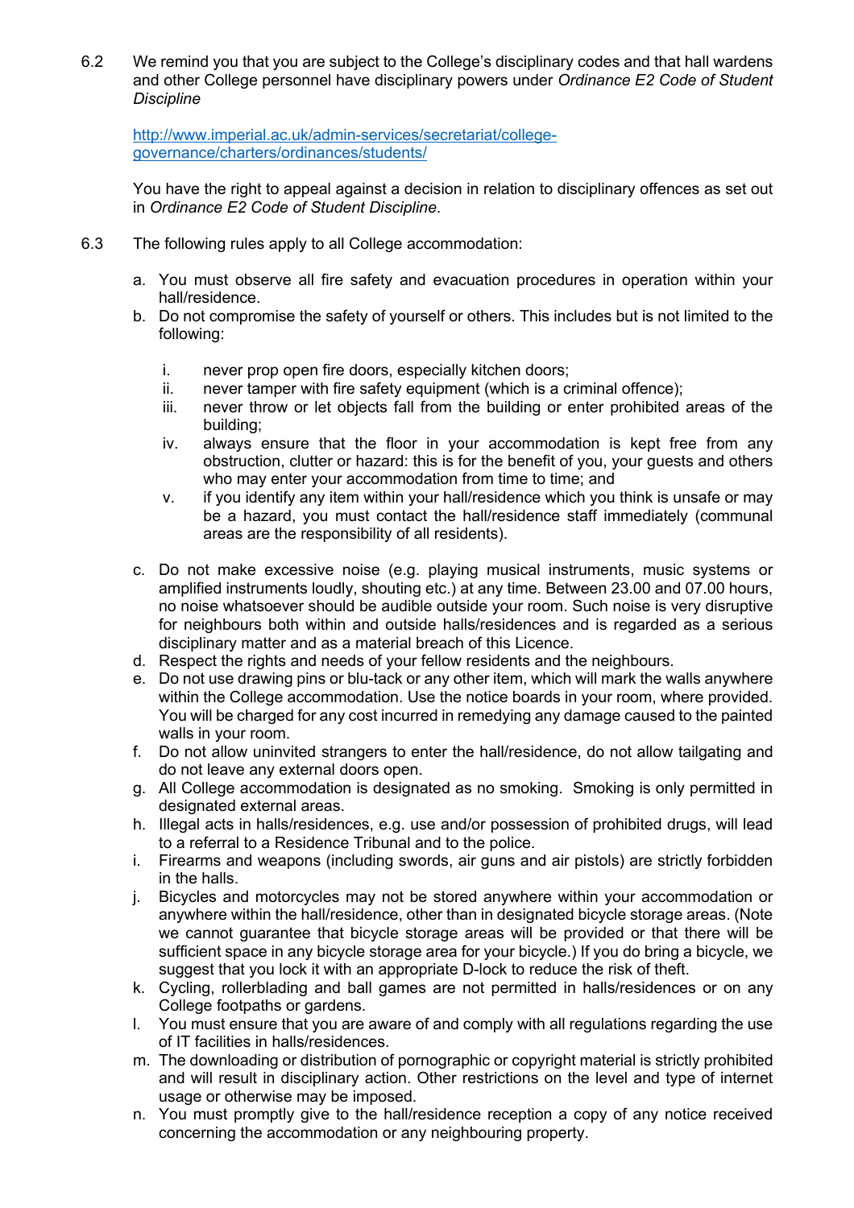6.2 We remind you that you are subject to the College's disciplinary codes and that hall wardens and other College personnel have disciplinary powers under *Ordinance E2 Code of Student Discipline*

[http://www.imperial.ac.uk/admin-services/secretariat/college-governance/charters/ordinances/students/](http://www.imperial.ac.uk/admin-services/secretariat/college-governance/charters/ordinances/students/)

You have the right to appeal against a decision in relation to disciplinary offences as set out in *Ordinance E2 Code of Student Discipline*.

6.3 The following rules apply to all College accommodation:

a. You must observe all fire safety and evacuation procedures in operation within your hall/residence.

b. Do not compromise the safety of yourself or others. This includes but is not limited to the following:

   i. never prop open fire doors, especially kitchen doors;
   ii. never tamper with fire safety equipment (which is a criminal offence);
   iii. never throw or let objects fall from the building or enter prohibited areas of the building;
   iv. always ensure that the floor in your accommodation is kept free from any obstruction, clutter or hazard: this is for the benefit of you, your guests and others who may enter your accommodation from time to time; and
   v. if you identify any item within your hall/residence which you think is unsafe or may be a hazard, you must contact the hall/residence staff immediately (communal areas are the responsibility of all residents).

c. Do not make excessive noise (e.g. playing musical instruments, music systems or amplified instruments loudly, shouting etc.) at any time. Between 23.00 and 07.00 hours, no noise whatsoever should be audible outside your room. Such noise is very disruptive for neighbours both within and outside halls/residences and is regarded as a serious disciplinary matter and as a material breach of this Licence.

d. Respect the rights and needs of your fellow residents and the neighbours.

e. Do not use drawing pins or blu-tack or any other item, which will mark the walls anywhere within the College accommodation. Use the notice boards in your room, where provided. You will be charged for any cost incurred in remedying any damage caused to the painted walls in your room.

f. Do not allow uninvited strangers to enter the hall/residence, do not allow tailgating and do not leave any external doors open.

g. All College accommodation is designated as no smoking. Smoking is only permitted in designated external areas.

h. Illegal acts in halls/residences, e.g. use and/or possession of prohibited drugs, will lead to a referral to a Residence Tribunal and to the police.

i. Firearms and weapons (including swords, air guns and air pistols) are strictly forbidden in the halls.

j. Bicycles and motorcycles may not be stored anywhere within your accommodation or anywhere within the hall/residence, other than in designated bicycle storage areas. (Note we cannot guarantee that bicycle storage areas will be provided or that there will be sufficient space in any bicycle storage area for your bicycle.) If you do bring a bicycle, we suggest that you lock it with an appropriate D-lock to reduce the risk of theft.

k. Cycling, rollerblading and ball games are not permitted in halls/residences or on any College footpaths or gardens.

l. You must ensure that you are aware of and comply with all regulations regarding the use of IT facilities in halls/residences.

m. The downloading or distribution of pornographic or copyright material is strictly prohibited and will result in disciplinary action. Other restrictions on the level and type of internet usage or otherwise may be imposed.

n. You must promptly give to the hall/residence reception a copy of any notice received concerning the accommodation or any neighbouring property.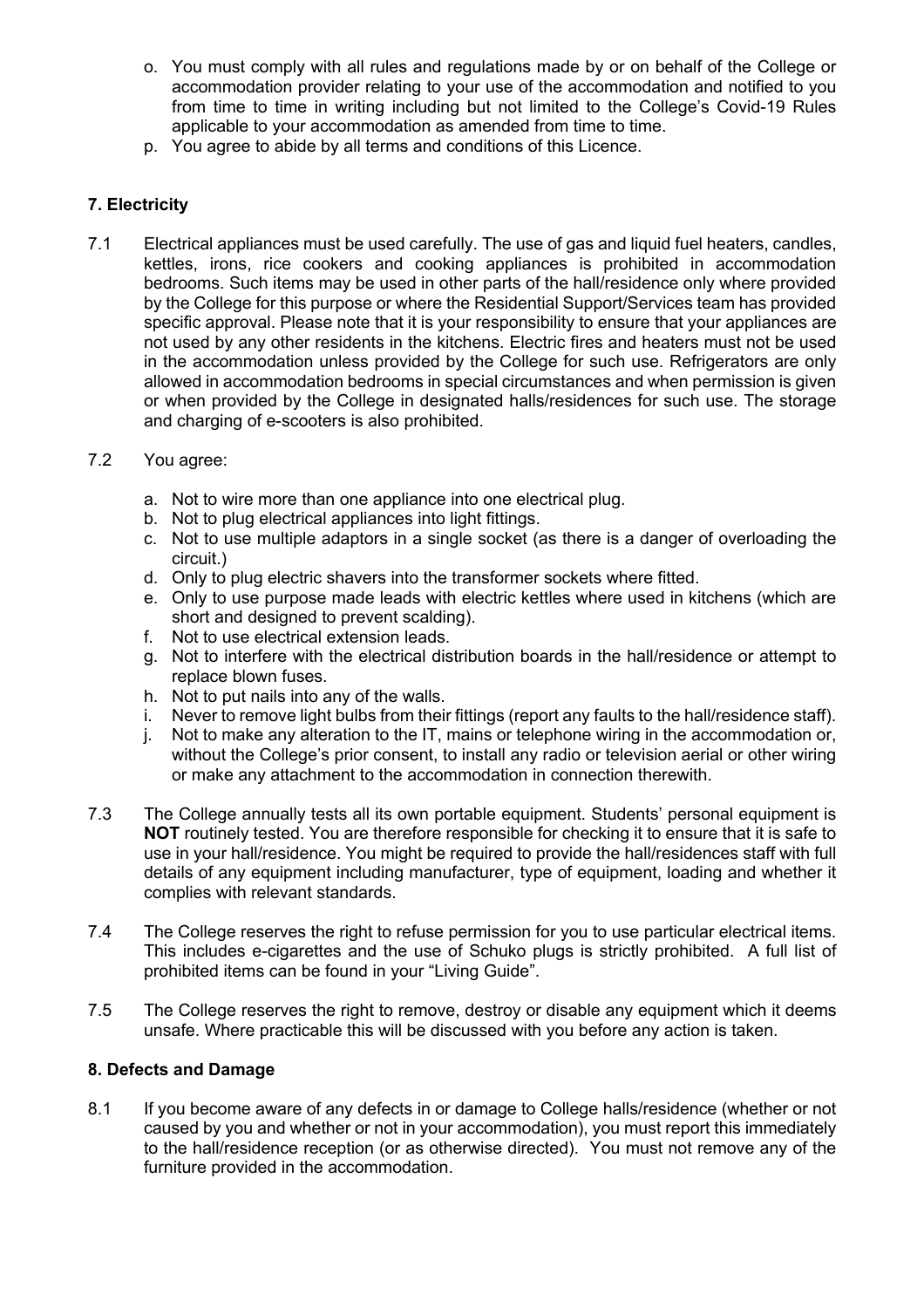o. You must comply with all rules and regulations made by or on behalf of the College or accommodation provider relating to your use of the accommodation and notified to you from time to time in writing including but not limited to the College's Covid-19 Rules applicable to your accommodation as amended from time to time.

p. You agree to abide by all terms and conditions of this Licence.

### 7. Electricity

7.1 Electrical appliances must be used carefully. The use of gas and liquid fuel heaters, candles, kettles, irons, rice cookers and cooking appliances is prohibited in accommodation bedrooms. Such items may be used in other parts of the hall/residence only where provided by the College for this purpose or where the Residential Support/Services team has provided specific approval. Please note that it is your responsibility to ensure that your appliances are not used by any other residents in the kitchens. Electric fires and heaters must not be used in the accommodation unless provided by the College for such use. Refrigerators are only allowed in accommodation bedrooms in special circumstances and when permission is given or when provided by the College in designated halls/residences for such use. The storage and charging of e-scooters is also prohibited.

7.2 You agree:

a. Not to wire more than one appliance into one electrical plug.
b. Not to plug electrical appliances into light fittings.
c. Not to use multiple adaptors in a single socket (as there is a danger of overloading the circuit.)
d. Only to plug electric shavers into the transformer sockets where fitted.
e. Only to use purpose made leads with electric kettles where used in kitchens (which are short and designed to prevent scalding).
f. Not to use electrical extension leads.
g. Not to interfere with the electrical distribution boards in the hall/residence or attempt to replace blown fuses.
h. Not to put nails into any of the walls.
i. Never to remove light bulbs from their fittings (report any faults to the hall/residence staff).
j. Not to make any alteration to the IT, mains or telephone wiring in the accommodation or, without the College's prior consent, to install any radio or television aerial or other wiring or make any attachment to the accommodation in connection therewith.

7.3 The College annually tests all its own portable equipment. Students' personal equipment is **NOT** routinely tested. You are therefore responsible for checking it to ensure that it is safe to use in your hall/residence. You might be required to provide the hall/residences staff with full details of any equipment including manufacturer, type of equipment, loading and whether it complies with relevant standards.

7.4 The College reserves the right to refuse permission for you to use particular electrical items. This includes e-cigarettes and the use of Schuko plugs is strictly prohibited. A full list of prohibited items can be found in your "Living Guide".

7.5 The College reserves the right to remove, destroy or disable any equipment which it deems unsafe. Where practicable this will be discussed with you before any action is taken.

### 8. Defects and Damage

8.1 If you become aware of any defects in or damage to College halls/residence (whether or not caused by you and whether or not in your accommodation), you must report this immediately to the hall/residence reception (or as otherwise directed). You must not remove any of the furniture provided in the accommodation.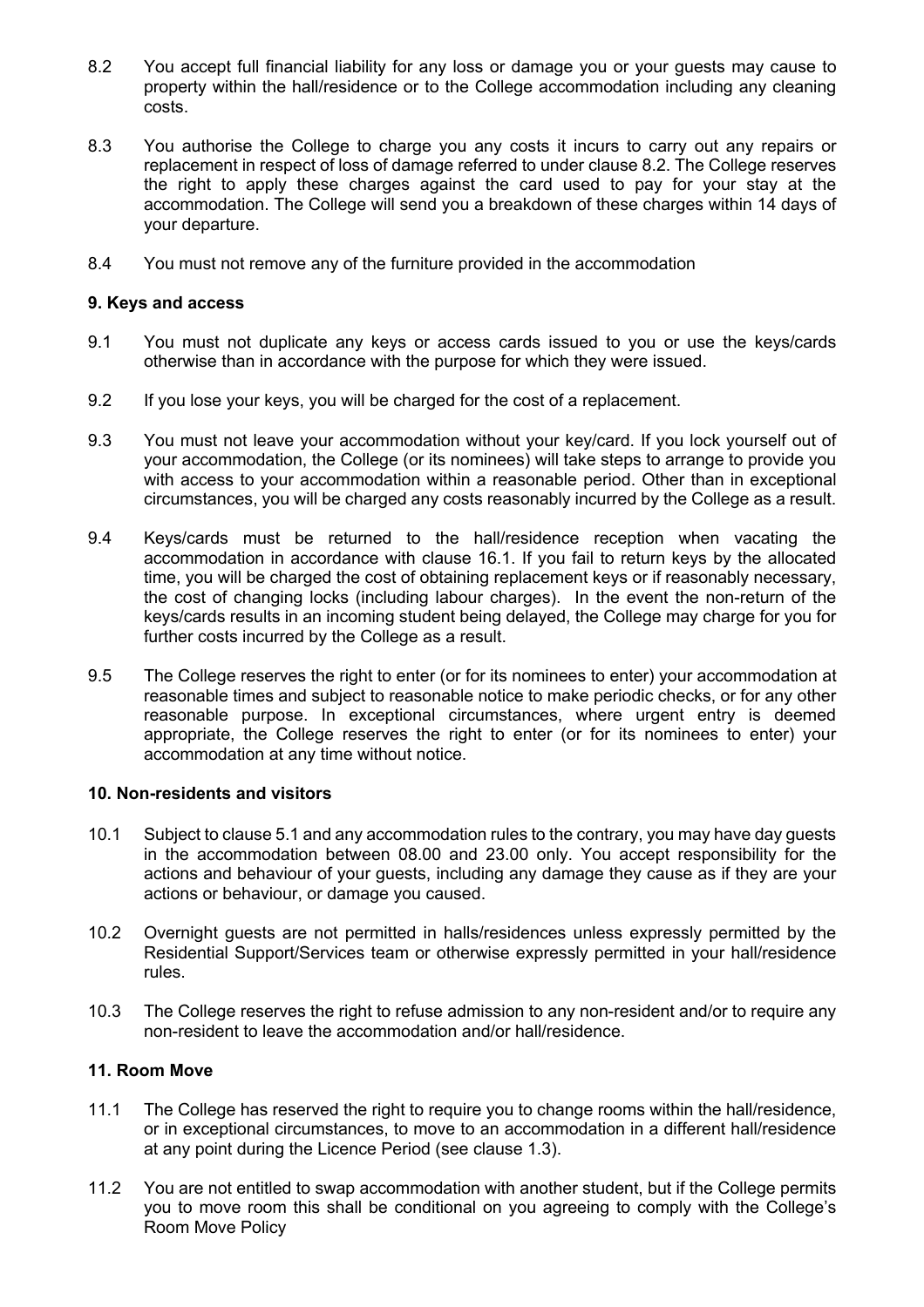8.2 You accept full financial liability for any loss or damage you or your guests may cause to property within the hall/residence or to the College accommodation including any cleaning costs.

8.3 You authorise the College to charge you any costs it incurs to carry out any repairs or replacement in respect of loss of damage referred to under clause 8.2. The College reserves the right to apply these charges against the card used to pay for your stay at the accommodation. The College will send you a breakdown of these charges within 14 days of your departure.

8.4 You must not remove any of the furniture provided in the accommodation

**9. Keys and access**

9.1 You must not duplicate any keys or access cards issued to you or use the keys/cards otherwise than in accordance with the purpose for which they were issued.

9.2 If you lose your keys, you will be charged for the cost of a replacement.

9.3 You must not leave your accommodation without your key/card. If you lock yourself out of your accommodation, the College (or its nominees) will take steps to arrange to provide you with access to your accommodation within a reasonable period. Other than in exceptional circumstances, you will be charged any costs reasonably incurred by the College as a result.

9.4 Keys/cards must be returned to the hall/residence reception when vacating the accommodation in accordance with clause 16.1. If you fail to return keys by the allocated time, you will be charged the cost of obtaining replacement keys or if reasonably necessary, the cost of changing locks (including labour charges). In the event the non-return of the keys/cards results in an incoming student being delayed, the College may charge for you for further costs incurred by the College as a result.

9.5 The College reserves the right to enter (or for its nominees to enter) your accommodation at reasonable times and subject to reasonable notice to make periodic checks, or for any other reasonable purpose. In exceptional circumstances, where urgent entry is deemed appropriate, the College reserves the right to enter (or for its nominees to enter) your accommodation at any time without notice.

**10. Non-residents and visitors**

10.1 Subject to clause 5.1 and any accommodation rules to the contrary, you may have day guests in the accommodation between 08.00 and 23.00 only. You accept responsibility for the actions and behaviour of your guests, including any damage they cause as if they are your actions or behaviour, or damage you caused.

10.2 Overnight guests are not permitted in halls/residences unless expressly permitted by the Residential Support/Services team or otherwise expressly permitted in your hall/residence rules.

10.3 The College reserves the right to refuse admission to any non-resident and/or to require any non-resident to leave the accommodation and/or hall/residence.

**11. Room Move**

11.1 The College has reserved the right to require you to change rooms within the hall/residence, or in exceptional circumstances, to move to an accommodation in a different hall/residence at any point during the Licence Period (see clause 1.3).

11.2 You are not entitled to swap accommodation with another student, but if the College permits you to move room this shall be conditional on you agreeing to comply with the College's Room Move Policy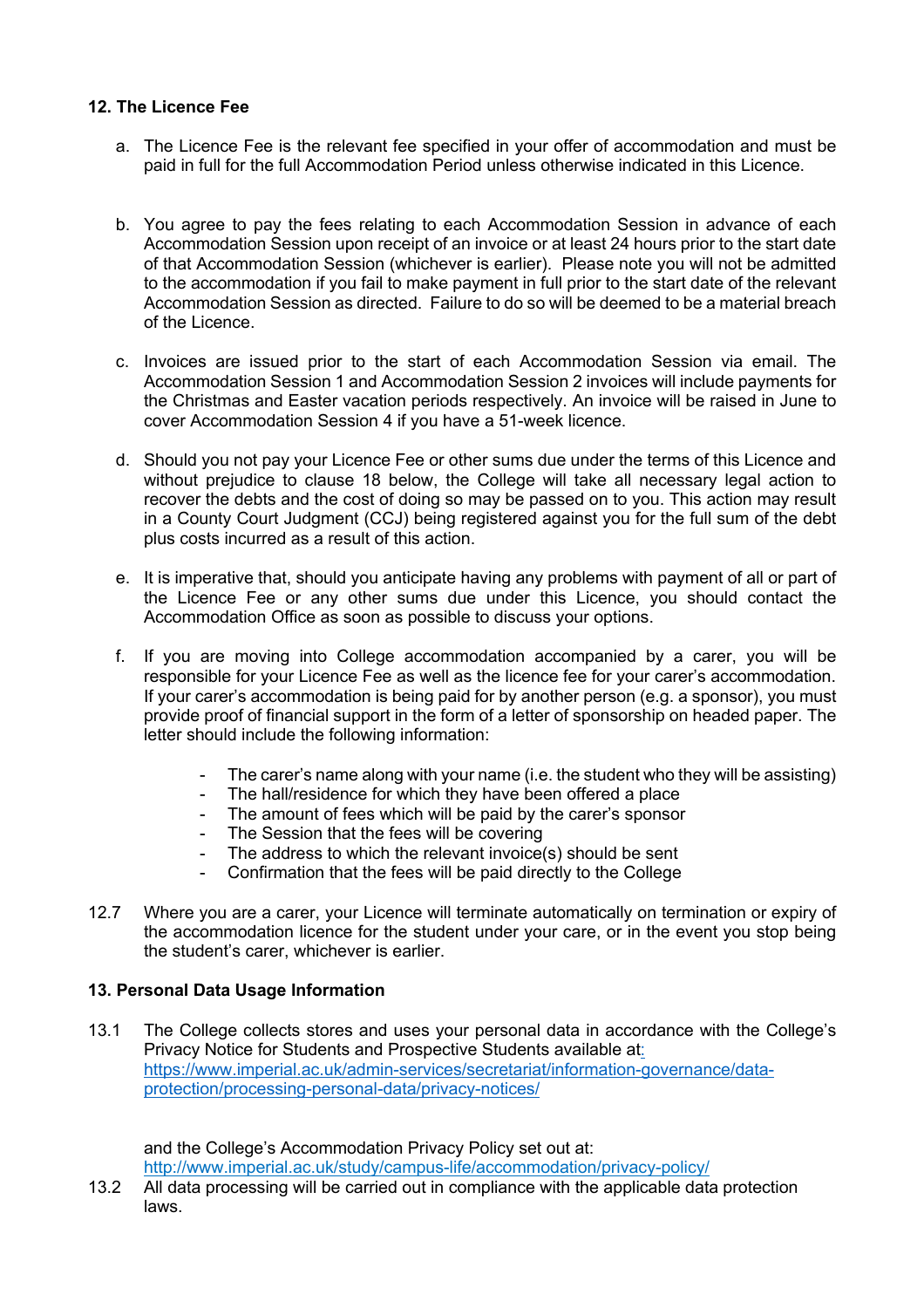### 12. The Licence Fee

a. The Licence Fee is the relevant fee specified in your offer of accommodation and must be paid in full for the full Accommodation Period unless otherwise indicated in this Licence.

b. You agree to pay the fees relating to each Accommodation Session in advance of each Accommodation Session upon receipt of an invoice or at least 24 hours prior to the start date of that Accommodation Session (whichever is earlier). Please note you will not be admitted to the accommodation if you fail to make payment in full prior to the start date of the relevant Accommodation Session as directed. Failure to do so will be deemed to be a material breach of the Licence.

c. Invoices are issued prior to the start of each Accommodation Session via email. The Accommodation Session 1 and Accommodation Session 2 invoices will include payments for the Christmas and Easter vacation periods respectively. An invoice will be raised in June to cover Accommodation Session 4 if you have a 51-week licence.

d. Should you not pay your Licence Fee or other sums due under the terms of this Licence and without prejudice to clause 18 below, the College will take all necessary legal action to recover the debts and the cost of doing so may be passed on to you. This action may result in a County Court Judgment (CCJ) being registered against you for the full sum of the debt plus costs incurred as a result of this action.

e. It is imperative that, should you anticipate having any problems with payment of all or part of the Licence Fee or any other sums due under this Licence, you should contact the Accommodation Office as soon as possible to discuss your options.

f. If you are moving into College accommodation accompanied by a carer, you will be responsible for your Licence Fee as well as the licence fee for your carer's accommodation. If your carer's accommodation is being paid for by another person (e.g. a sponsor), you must provide proof of financial support in the form of a letter of sponsorship on headed paper. The letter should include the following information:

    - The carer's name along with your name (i.e. the student who they will be assisting)
    - The hall/residence for which they have been offered a place
    - The amount of fees which will be paid by the carer's sponsor
    - The Session that the fees will be covering
    - The address to which the relevant invoice(s) should be sent
    - Confirmation that the fees will be paid directly to the College

12.7 Where you are a carer, your Licence will terminate automatically on termination or expiry of the accommodation licence for the student under your care, or in the event you stop being the student's carer, whichever is earlier.

### 13. Personal Data Usage Information

13.1 The College collects stores and uses your personal data in accordance with the College's Privacy Notice for Students and Prospective Students available at: https://www.imperial.ac.uk/admin-services/secretariat/information-governance/data-protection/processing-personal-data/privacy-notices/

and the College's Accommodation Privacy Policy set out at: http://www.imperial.ac.uk/study/campus-life/accommodation/privacy-policy/

13.2 All data processing will be carried out in compliance with the applicable data protection laws.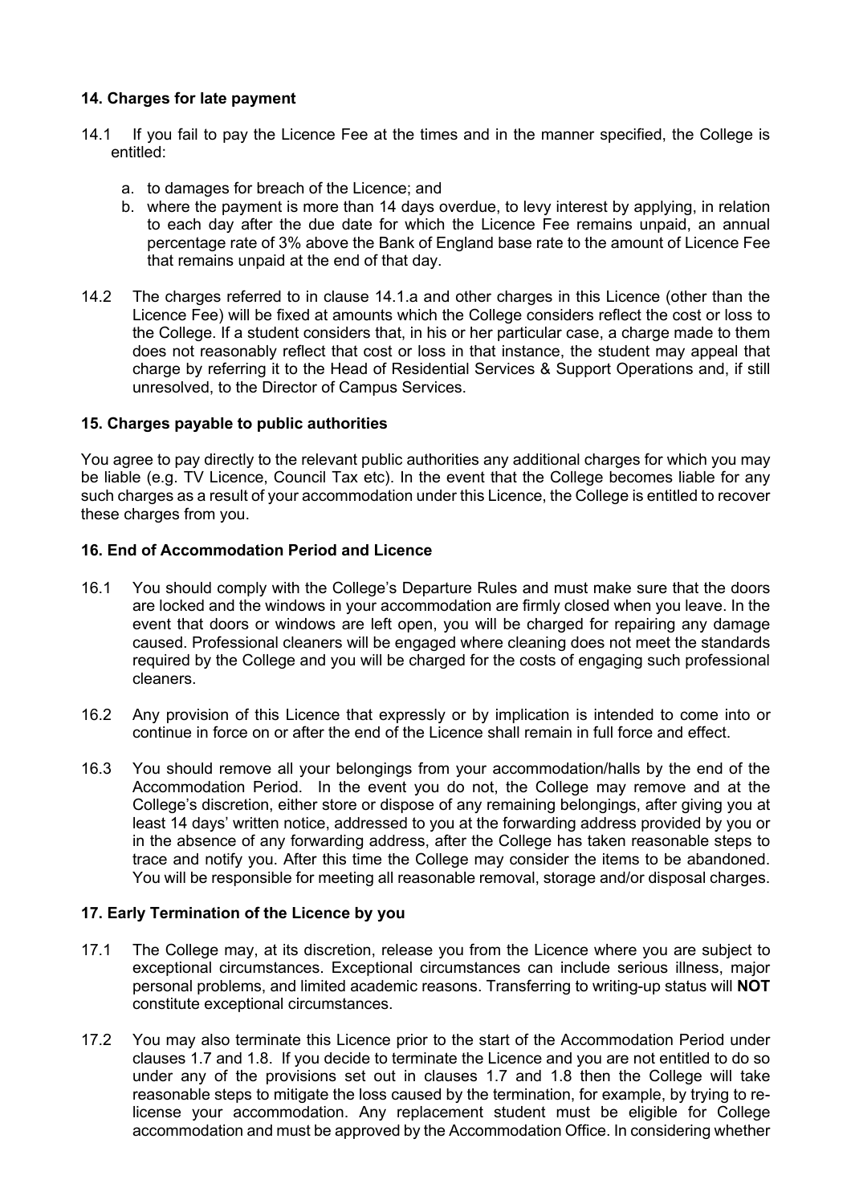### 14. Charges for late payment

14.1 If you fail to pay the Licence Fee at the times and in the manner specified, the College is entitled:

a. to damages for breach of the Licence; and
b. where the payment is more than 14 days overdue, to levy interest by applying, in relation to each day after the due date for which the Licence Fee remains unpaid, an annual percentage rate of 3% above the Bank of England base rate to the amount of Licence Fee that remains unpaid at the end of that day.

14.2 The charges referred to in clause 14.1.a and other charges in this Licence (other than the Licence Fee) will be fixed at amounts which the College considers reflect the cost or loss to the College. If a student considers that, in his or her particular case, a charge made to them does not reasonably reflect that cost or loss in that instance, the student may appeal that charge by referring it to the Head of Residential Services & Support Operations and, if still unresolved, to the Director of Campus Services.

### 15. Charges payable to public authorities

You agree to pay directly to the relevant public authorities any additional charges for which you may be liable (e.g. TV Licence, Council Tax etc). In the event that the College becomes liable for any such charges as a result of your accommodation under this Licence, the College is entitled to recover these charges from you.

### 16. End of Accommodation Period and Licence

16.1 You should comply with the College's Departure Rules and must make sure that the doors are locked and the windows in your accommodation are firmly closed when you leave. In the event that doors or windows are left open, you will be charged for repairing any damage caused. Professional cleaners will be engaged where cleaning does not meet the standards required by the College and you will be charged for the costs of engaging such professional cleaners.

16.2 Any provision of this Licence that expressly or by implication is intended to come into or continue in force on or after the end of the Licence shall remain in full force and effect.

16.3 You should remove all your belongings from your accommodation/halls by the end of the Accommodation Period. In the event you do not, the College may remove and at the College's discretion, either store or dispose of any remaining belongings, after giving you at least 14 days' written notice, addressed to you at the forwarding address provided by you or in the absence of any forwarding address, after the College has taken reasonable steps to trace and notify you. After this time the College may consider the items to be abandoned. You will be responsible for meeting all reasonable removal, storage and/or disposal charges.

### 17. Early Termination of the Licence by you

17.1 The College may, at its discretion, release you from the Licence where you are subject to exceptional circumstances. Exceptional circumstances can include serious illness, major personal problems, and limited academic reasons. Transferring to writing-up status will **NOT** constitute exceptional circumstances.

17.2 You may also terminate this Licence prior to the start of the Accommodation Period under clauses 1.7 and 1.8. If you decide to terminate the Licence and you are not entitled to do so under any of the provisions set out in clauses 1.7 and 1.8 then the College will take reasonable steps to mitigate the loss caused by the termination, for example, by trying to re-license your accommodation. Any replacement student must be eligible for College accommodation and must be approved by the Accommodation Office. In considering whether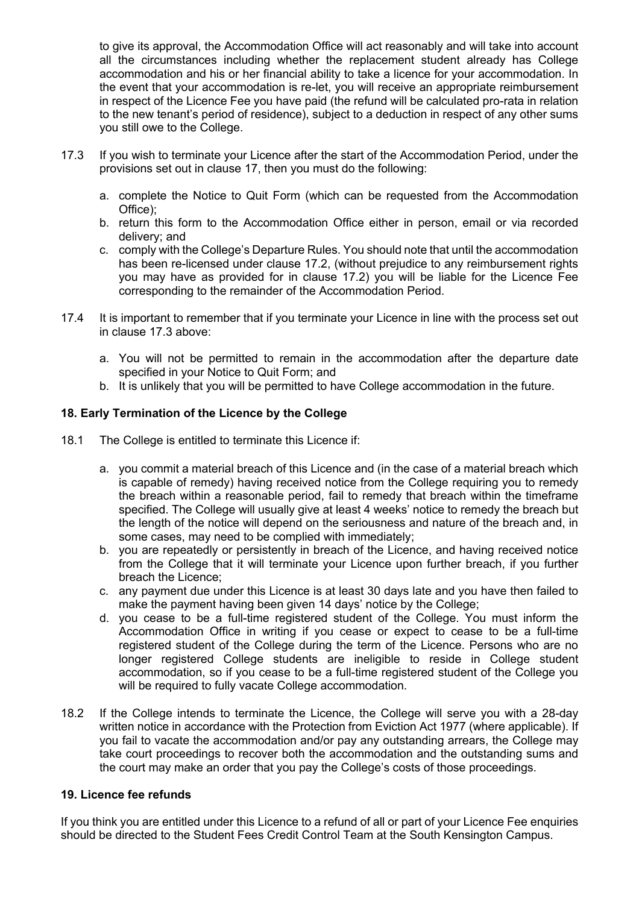to give its approval, the Accommodation Office will act reasonably and will take into account all the circumstances including whether the replacement student already has College accommodation and his or her financial ability to take a licence for your accommodation. In the event that your accommodation is re-let, you will receive an appropriate reimbursement in respect of the Licence Fee you have paid (the refund will be calculated pro-rata in relation to the new tenant's period of residence), subject to a deduction in respect of any other sums you still owe to the College.

17.3 If you wish to terminate your Licence after the start of the Accommodation Period, under the provisions set out in clause 17, then you must do the following:

a. complete the Notice to Quit Form (which can be requested from the Accommodation Office);
b. return this form to the Accommodation Office either in person, email or via recorded delivery; and
c. comply with the College's Departure Rules. You should note that until the accommodation has been re-licensed under clause 17.2, (without prejudice to any reimbursement rights you may have as provided for in clause 17.2) you will be liable for the Licence Fee corresponding to the remainder of the Accommodation Period.

17.4 It is important to remember that if you terminate your Licence in line with the process set out in clause 17.3 above:

a. You will not be permitted to remain in the accommodation after the departure date specified in your Notice to Quit Form; and
b. It is unlikely that you will be permitted to have College accommodation in the future.

### 18. Early Termination of the Licence by the College

18.1 The College is entitled to terminate this Licence if:

a. you commit a material breach of this Licence and (in the case of a material breach which is capable of remedy) having received notice from the College requiring you to remedy the breach within a reasonable period, fail to remedy that breach within the timeframe specified. The College will usually give at least 4 weeks' notice to remedy the breach but the length of the notice will depend on the seriousness and nature of the breach and, in some cases, may need to be complied with immediately;
b. you are repeatedly or persistently in breach of the Licence, and having received notice from the College that it will terminate your Licence upon further breach, if you further breach the Licence;
c. any payment due under this Licence is at least 30 days late and you have then failed to make the payment having been given 14 days' notice by the College;
d. you cease to be a full-time registered student of the College. You must inform the Accommodation Office in writing if you cease or expect to cease to be a full-time registered student of the College during the term of the Licence. Persons who are no longer registered College students are ineligible to reside in College student accommodation, so if you cease to be a full-time registered student of the College you will be required to fully vacate College accommodation.

18.2 If the College intends to terminate the Licence, the College will serve you with a 28-day written notice in accordance with the Protection from Eviction Act 1977 (where applicable). If you fail to vacate the accommodation and/or pay any outstanding arrears, the College may take court proceedings to recover both the accommodation and the outstanding sums and the court may make an order that you pay the College's costs of those proceedings.

### 19. Licence fee refunds

If you think you are entitled under this Licence to a refund of all or part of your Licence Fee enquiries should be directed to the Student Fees Credit Control Team at the South Kensington Campus.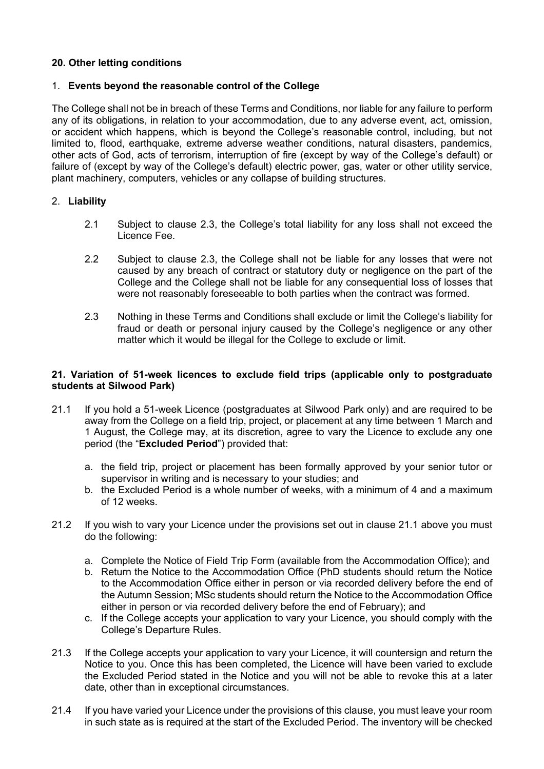## 20. Other letting conditions

1. **Events beyond the reasonable control of the College**

The College shall not be in breach of these Terms and Conditions, nor liable for any failure to perform any of its obligations, in relation to your accommodation, due to any adverse event, act, omission, or accident which happens, which is beyond the College's reasonable control, including, but not limited to, flood, earthquake, extreme adverse weather conditions, natural disasters, pandemics, other acts of God, acts of terrorism, interruption of fire (except by way of the College's default) or failure of (except by way of the College's default) electric power, gas, water or other utility service, plant machinery, computers, vehicles or any collapse of building structures.

2. **Liability**

2.1 Subject to clause 2.3, the College's total liability for any loss shall not exceed the Licence Fee.

2.2 Subject to clause 2.3, the College shall not be liable for any losses that were not caused by any breach of contract or statutory duty or negligence on the part of the College and the College shall not be liable for any consequential loss of losses that were not reasonably foreseeable to both parties when the contract was formed.

2.3 Nothing in these Terms and Conditions shall exclude or limit the College's liability for fraud or death or personal injury caused by the College's negligence or any other matter which it would be illegal for the College to exclude or limit.

## 21. Variation of 51-week licences to exclude field trips (applicable only to postgraduate students at Silwood Park)

21.1 If you hold a 51-week Licence (postgraduates at Silwood Park only) and are required to be away from the College on a field trip, project, or placement at any time between 1 March and 1 August, the College may, at its discretion, agree to vary the Licence to exclude any one period (the "**Excluded Period**") provided that:

a. the field trip, project or placement has been formally approved by your senior tutor or supervisor in writing and is necessary to your studies; and
b. the Excluded Period is a whole number of weeks, with a minimum of 4 and a maximum of 12 weeks.

21.2 If you wish to vary your Licence under the provisions set out in clause 21.1 above you must do the following:

a. Complete the Notice of Field Trip Form (available from the Accommodation Office); and
b. Return the Notice to the Accommodation Office (PhD students should return the Notice to the Accommodation Office either in person or via recorded delivery before the end of the Autumn Session; MSc students should return the Notice to the Accommodation Office either in person or via recorded delivery before the end of February); and
c. If the College accepts your application to vary your Licence, you should comply with the College's Departure Rules.

21.3 If the College accepts your application to vary your Licence, it will countersign and return the Notice to you. Once this has been completed, the Licence will have been varied to exclude the Excluded Period stated in the Notice and you will not be able to revoke this at a later date, other than in exceptional circumstances.

21.4 If you have varied your Licence under the provisions of this clause, you must leave your room in such state as is required at the start of the Excluded Period. The inventory will be checked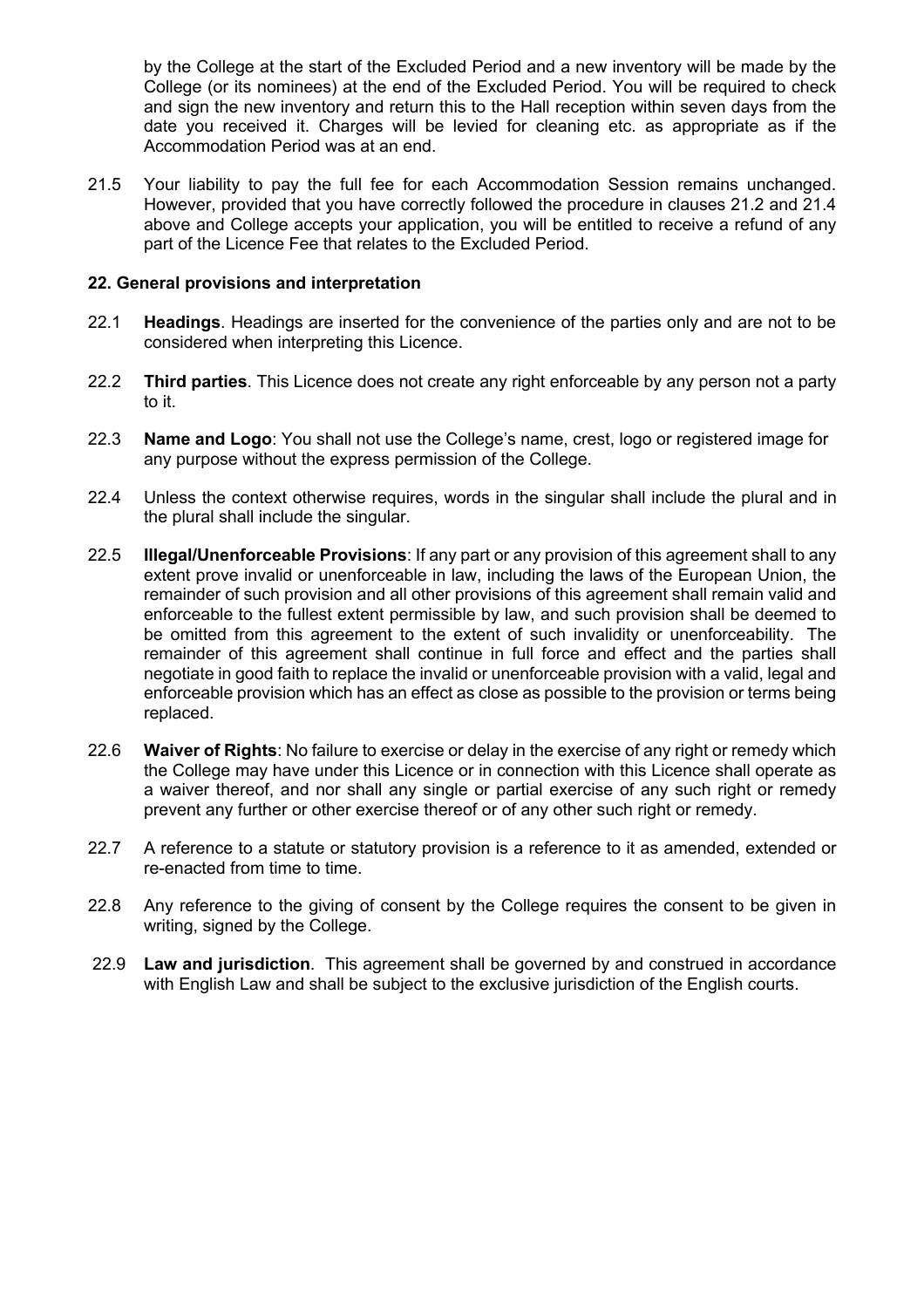by the College at the start of the Excluded Period and a new inventory will be made by the College (or its nominees) at the end of the Excluded Period. You will be required to check and sign the new inventory and return this to the Hall reception within seven days from the date you received it. Charges will be levied for cleaning etc. as appropriate as if the Accommodation Period was at an end.

21.5 Your liability to pay the full fee for each Accommodation Session remains unchanged. However, provided that you have correctly followed the procedure in clauses 21.2 and 21.4 above and College accepts your application, you will be entitled to receive a refund of any part of the Licence Fee that relates to the Excluded Period.

**22. General provisions and interpretation**

22.1 **Headings**. Headings are inserted for the convenience of the parties only and are not to be considered when interpreting this Licence.

22.2 **Third parties**. This Licence does not create any right enforceable by any person not a party to it.

22.3 **Name and Logo**: You shall not use the College's name, crest, logo or registered image for any purpose without the express permission of the College.

22.4 Unless the context otherwise requires, words in the singular shall include the plural and in the plural shall include the singular.

22.5 **Illegal/Unenforceable Provisions**: If any part or any provision of this agreement shall to any extent prove invalid or unenforceable in law, including the laws of the European Union, the remainder of such provision and all other provisions of this agreement shall remain valid and enforceable to the fullest extent permissible by law, and such provision shall be deemed to be omitted from this agreement to the extent of such invalidity or unenforceability. The remainder of this agreement shall continue in full force and effect and the parties shall negotiate in good faith to replace the invalid or unenforceable provision with a valid, legal and enforceable provision which has an effect as close as possible to the provision or terms being replaced.

22.6 **Waiver of Rights**: No failure to exercise or delay in the exercise of any right or remedy which the College may have under this Licence or in connection with this Licence shall operate as a waiver thereof, and nor shall any single or partial exercise of any such right or remedy prevent any further or other exercise thereof or of any other such right or remedy.

22.7 A reference to a statute or statutory provision is a reference to it as amended, extended or re-enacted from time to time.

22.8 Any reference to the giving of consent by the College requires the consent to be given in writing, signed by the College.

22.9 **Law and jurisdiction**. This agreement shall be governed by and construed in accordance with English Law and shall be subject to the exclusive jurisdiction of the English courts.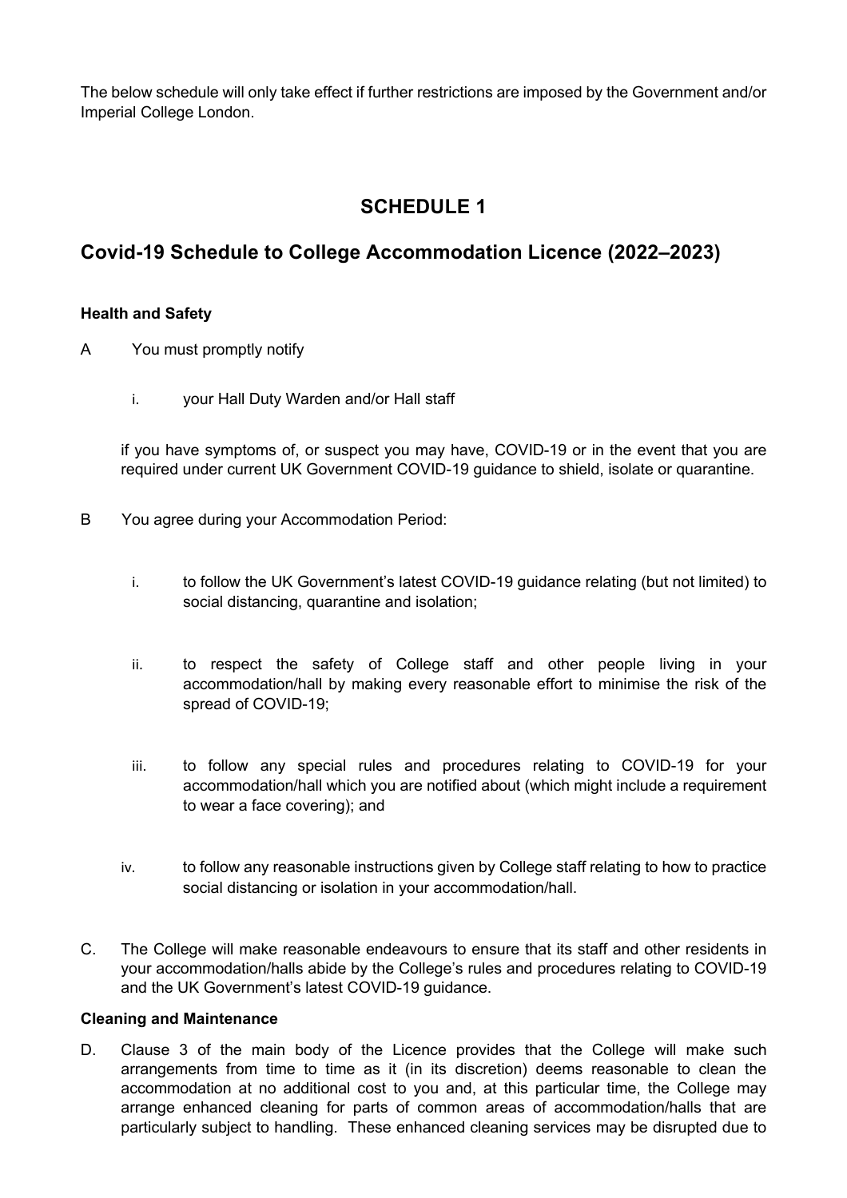The below schedule will only take effect if further restrictions are imposed by the Government and/or Imperial College London.

# SCHEDULE 1

## Covid-19 Schedule to College Accommodation Licence (2022–2023)

**Health and Safety**

A You must promptly notify

i. your Hall Duty Warden and/or Hall staff

if you have symptoms of, or suspect you may have, COVID-19 or in the event that you are required under current UK Government COVID-19 guidance to shield, isolate or quarantine.

B You agree during your Accommodation Period:

i. to follow the UK Government's latest COVID-19 guidance relating (but not limited) to social distancing, quarantine and isolation;

ii. to respect the safety of College staff and other people living in your accommodation/hall by making every reasonable effort to minimise the risk of the spread of COVID-19;

iii. to follow any special rules and procedures relating to COVID-19 for your accommodation/hall which you are notified about (which might include a requirement to wear a face covering); and

iv. to follow any reasonable instructions given by College staff relating to how to practice social distancing or isolation in your accommodation/hall.

C. The College will make reasonable endeavours to ensure that its staff and other residents in your accommodation/halls abide by the College's rules and procedures relating to COVID-19 and the UK Government's latest COVID-19 guidance.

**Cleaning and Maintenance**

D. Clause 3 of the main body of the Licence provides that the College will make such arrangements from time to time as it (in its discretion) deems reasonable to clean the accommodation at no additional cost to you and, at this particular time, the College may arrange enhanced cleaning for parts of common areas of accommodation/halls that are particularly subject to handling. These enhanced cleaning services may be disrupted due to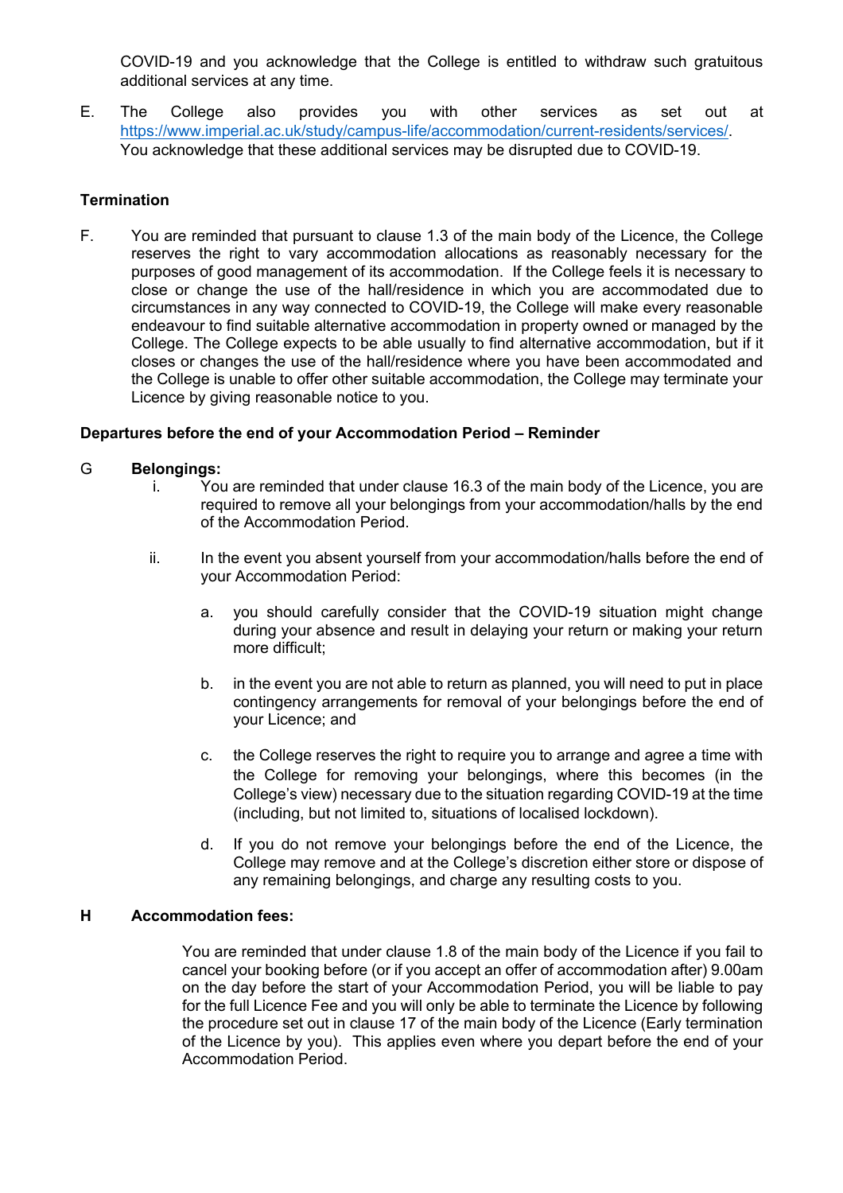COVID-19 and you acknowledge that the College is entitled to withdraw such gratuitous additional services at any time.

E. The College also provides you with other services as set out at https://www.imperial.ac.uk/study/campus-life/accommodation/current-residents/services/. You acknowledge that these additional services may be disrupted due to COVID-19.

**Termination**

F. You are reminded that pursuant to clause 1.3 of the main body of the Licence, the College reserves the right to vary accommodation allocations as reasonably necessary for the purposes of good management of its accommodation. If the College feels it is necessary to close or change the use of the hall/residence in which you are accommodated due to circumstances in any way connected to COVID-19, the College will make every reasonable endeavour to find suitable alternative accommodation in property owned or managed by the College. The College expects to be able usually to find alternative accommodation, but if it closes or changes the use of the hall/residence where you have been accommodated and the College is unable to offer other suitable accommodation, the College may terminate your Licence by giving reasonable notice to you.

**Departures before the end of your Accommodation Period – Reminder**

G **Belongings:**

i. You are reminded that under clause 16.3 of the main body of the Licence, you are required to remove all your belongings from your accommodation/halls by the end of the Accommodation Period.

ii. In the event you absent yourself from your accommodation/halls before the end of your Accommodation Period:

a. you should carefully consider that the COVID-19 situation might change during your absence and result in delaying your return or making your return more difficult;

b. in the event you are not able to return as planned, you will need to put in place contingency arrangements for removal of your belongings before the end of your Licence; and

c. the College reserves the right to require you to arrange and agree a time with the College for removing your belongings, where this becomes (in the College's view) necessary due to the situation regarding COVID-19 at the time (including, but not limited to, situations of localised lockdown).

d. If you do not remove your belongings before the end of the Licence, the College may remove and at the College's discretion either store or dispose of any remaining belongings, and charge any resulting costs to you.

**H Accommodation fees:**

You are reminded that under clause 1.8 of the main body of the Licence if you fail to cancel your booking before (or if you accept an offer of accommodation after) 9.00am on the day before the start of your Accommodation Period, you will be liable to pay for the full Licence Fee and you will only be able to terminate the Licence by following the procedure set out in clause 17 of the main body of the Licence (Early termination of the Licence by you). This applies even where you depart before the end of your Accommodation Period.